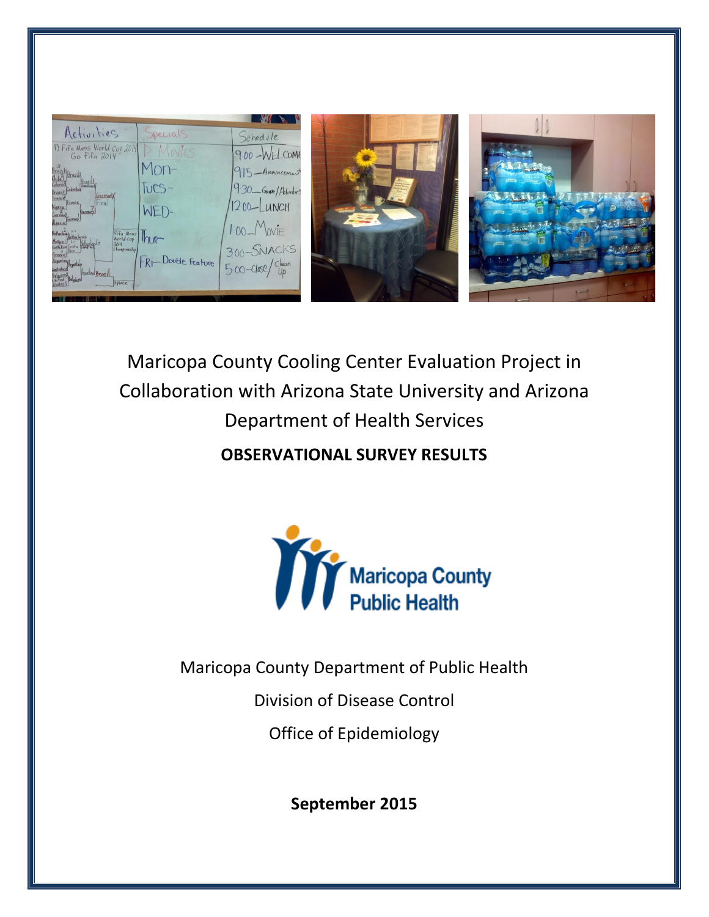# Maricopa County Cooling Center Evaluation Project in Collaboration with Arizona State University and Arizona Department of Health Services

**OBSERVATIONAL SURVEY RESULTS**

Maricopa County Department of Public Health

Division of Disease Control

Office of Epidemiology

**September 2015**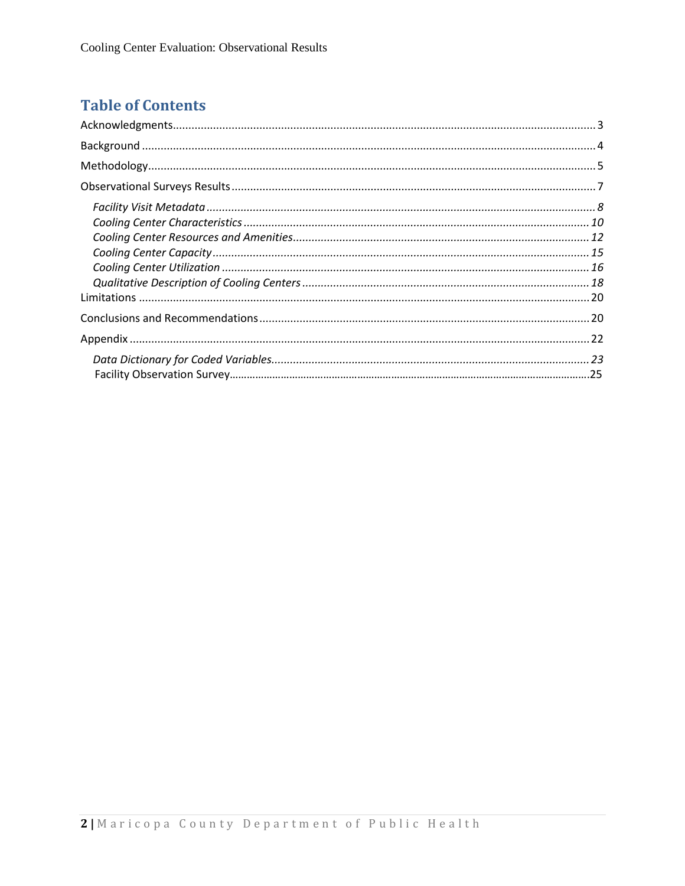## Table of Contents

Acknowledgments....3

Background....4

Methodology....5

Observational Surveys Results....7

- *Facility Visit Metadata....8*
- *Cooling Center Characteristics....10*
- *Cooling Center Resources and Amenities....12*
- *Cooling Center Capacity....15*
- *Cooling Center Utilization....16*
- *Qualitative Description of Cooling Centers....18*

Limitations....20

Conclusions and Recommendations....20

Appendix....22

- *Data Dictionary for Coded Variables....23*
- Facility Observation Survey....25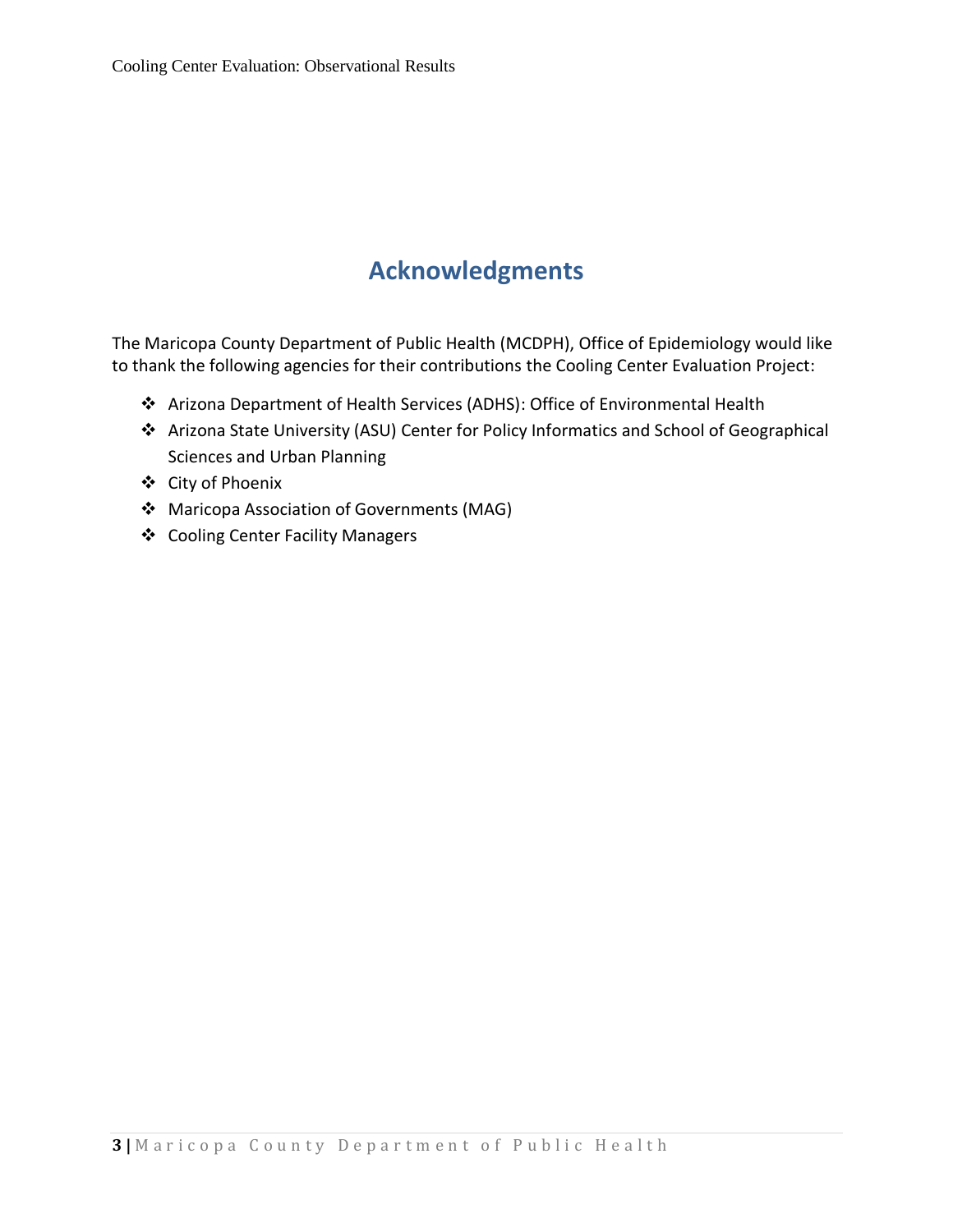# Acknowledgments

The Maricopa County Department of Public Health (MCDPH), Office of Epidemiology would like to thank the following agencies for their contributions the Cooling Center Evaluation Project:

- Arizona Department of Health Services (ADHS): Office of Environmental Health
- Arizona State University (ASU) Center for Policy Informatics and School of Geographical Sciences and Urban Planning
- City of Phoenix
- Maricopa Association of Governments (MAG)
- Cooling Center Facility Managers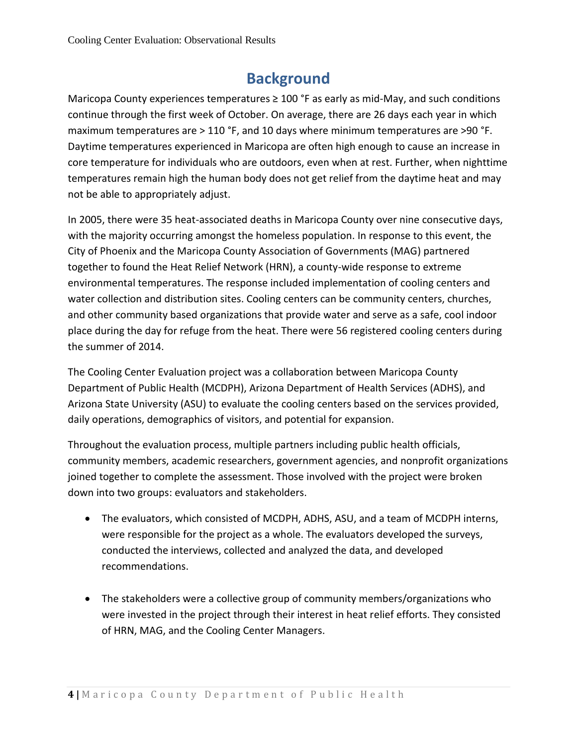# Background

Maricopa County experiences temperatures ≥ 100 °F as early as mid-May, and such conditions continue through the first week of October. On average, there are 26 days each year in which maximum temperatures are > 110 °F, and 10 days where minimum temperatures are >90 °F. Daytime temperatures experienced in Maricopa are often high enough to cause an increase in core temperature for individuals who are outdoors, even when at rest. Further, when nighttime temperatures remain high the human body does not get relief from the daytime heat and may not be able to appropriately adjust.

In 2005, there were 35 heat-associated deaths in Maricopa County over nine consecutive days, with the majority occurring amongst the homeless population. In response to this event, the City of Phoenix and the Maricopa County Association of Governments (MAG) partnered together to found the Heat Relief Network (HRN), a county-wide response to extreme environmental temperatures. The response included implementation of cooling centers and water collection and distribution sites. Cooling centers can be community centers, churches, and other community based organizations that provide water and serve as a safe, cool indoor place during the day for refuge from the heat. There were 56 registered cooling centers during the summer of 2014.

The Cooling Center Evaluation project was a collaboration between Maricopa County Department of Public Health (MCDPH), Arizona Department of Health Services (ADHS), and Arizona State University (ASU) to evaluate the cooling centers based on the services provided, daily operations, demographics of visitors, and potential for expansion.

Throughout the evaluation process, multiple partners including public health officials, community members, academic researchers, government agencies, and nonprofit organizations joined together to complete the assessment. Those involved with the project were broken down into two groups: evaluators and stakeholders.

- The evaluators, which consisted of MCDPH, ADHS, ASU, and a team of MCDPH interns, were responsible for the project as a whole. The evaluators developed the surveys, conducted the interviews, collected and analyzed the data, and developed recommendations.

- The stakeholders were a collective group of community members/organizations who were invested in the project through their interest in heat relief efforts. They consisted of HRN, MAG, and the Cooling Center Managers.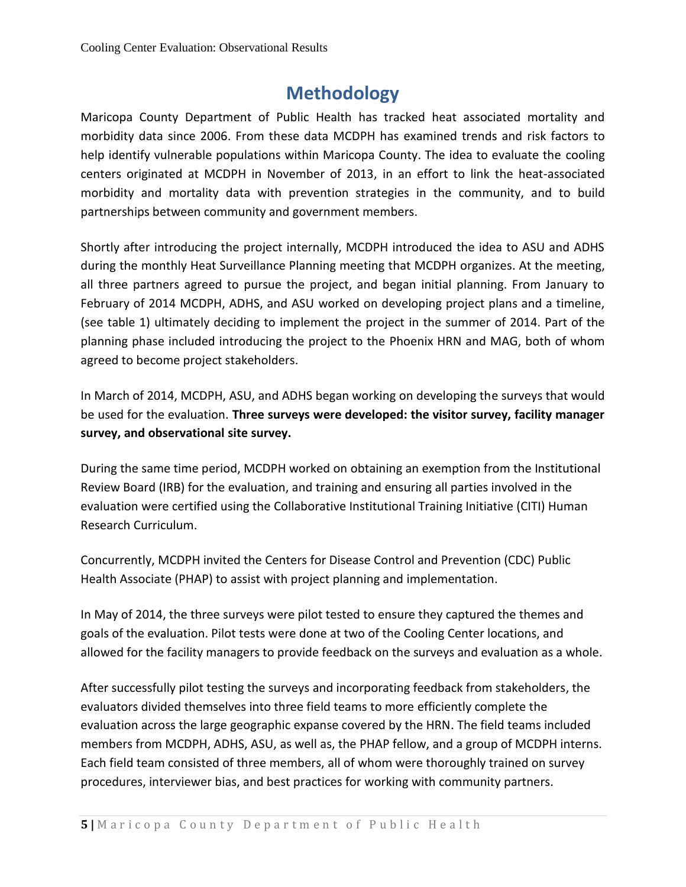# Methodology

Maricopa County Department of Public Health has tracked heat associated mortality and morbidity data since 2006. From these data MCDPH has examined trends and risk factors to help identify vulnerable populations within Maricopa County. The idea to evaluate the cooling centers originated at MCDPH in November of 2013, in an effort to link the heat-associated morbidity and mortality data with prevention strategies in the community, and to build partnerships between community and government members.

Shortly after introducing the project internally, MCDPH introduced the idea to ASU and ADHS during the monthly Heat Surveillance Planning meeting that MCDPH organizes. At the meeting, all three partners agreed to pursue the project, and began initial planning. From January to February of 2014 MCDPH, ADHS, and ASU worked on developing project plans and a timeline, (see table 1) ultimately deciding to implement the project in the summer of 2014. Part of the planning phase included introducing the project to the Phoenix HRN and MAG, both of whom agreed to become project stakeholders.

In March of 2014, MCDPH, ASU, and ADHS began working on developing the surveys that would be used for the evaluation. **Three surveys were developed: the visitor survey, facility manager survey, and observational site survey.**

During the same time period, MCDPH worked on obtaining an exemption from the Institutional Review Board (IRB) for the evaluation, and training and ensuring all parties involved in the evaluation were certified using the Collaborative Institutional Training Initiative (CITI) Human Research Curriculum.

Concurrently, MCDPH invited the Centers for Disease Control and Prevention (CDC) Public Health Associate (PHAP) to assist with project planning and implementation.

In May of 2014, the three surveys were pilot tested to ensure they captured the themes and goals of the evaluation. Pilot tests were done at two of the Cooling Center locations, and allowed for the facility managers to provide feedback on the surveys and evaluation as a whole.

After successfully pilot testing the surveys and incorporating feedback from stakeholders, the evaluators divided themselves into three field teams to more efficiently complete the evaluation across the large geographic expanse covered by the HRN. The field teams included members from MCDPH, ADHS, ASU, as well as, the PHAP fellow, and a group of MCDPH interns. Each field team consisted of three members, all of whom were thoroughly trained on survey procedures, interviewer bias, and best practices for working with community partners.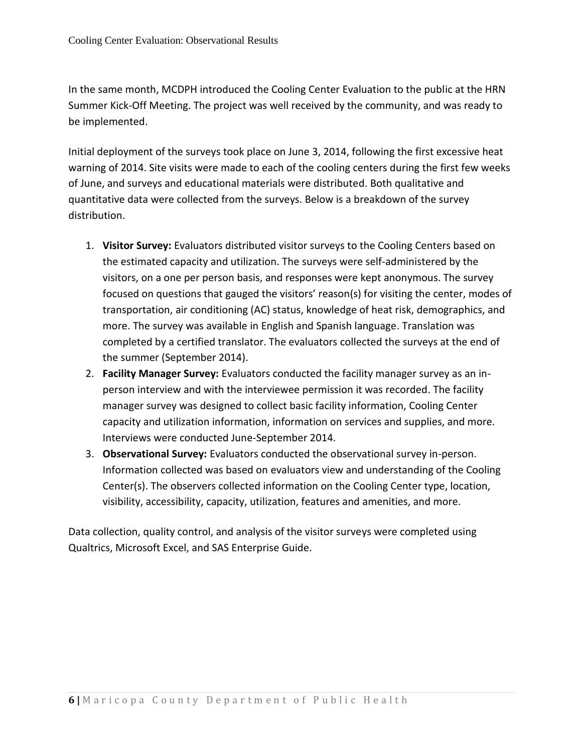In the same month, MCDPH introduced the Cooling Center Evaluation to the public at the HRN Summer Kick-Off Meeting. The project was well received by the community, and was ready to be implemented.

Initial deployment of the surveys took place on June 3, 2014, following the first excessive heat warning of 2014. Site visits were made to each of the cooling centers during the first few weeks of June, and surveys and educational materials were distributed. Both qualitative and quantitative data were collected from the surveys. Below is a breakdown of the survey distribution.

1. **Visitor Survey:** Evaluators distributed visitor surveys to the Cooling Centers based on the estimated capacity and utilization. The surveys were self-administered by the visitors, on a one per person basis, and responses were kept anonymous. The survey focused on questions that gauged the visitors' reason(s) for visiting the center, modes of transportation, air conditioning (AC) status, knowledge of heat risk, demographics, and more. The survey was available in English and Spanish language. Translation was completed by a certified translator. The evaluators collected the surveys at the end of the summer (September 2014).
2. **Facility Manager Survey:** Evaluators conducted the facility manager survey as an in-person interview and with the interviewee permission it was recorded. The facility manager survey was designed to collect basic facility information, Cooling Center capacity and utilization information, information on services and supplies, and more. Interviews were conducted June-September 2014.
3. **Observational Survey:** Evaluators conducted the observational survey in-person. Information collected was based on evaluators view and understanding of the Cooling Center(s). The observers collected information on the Cooling Center type, location, visibility, accessibility, capacity, utilization, features and amenities, and more.

Data collection, quality control, and analysis of the visitor surveys were completed using Qualtrics, Microsoft Excel, and SAS Enterprise Guide.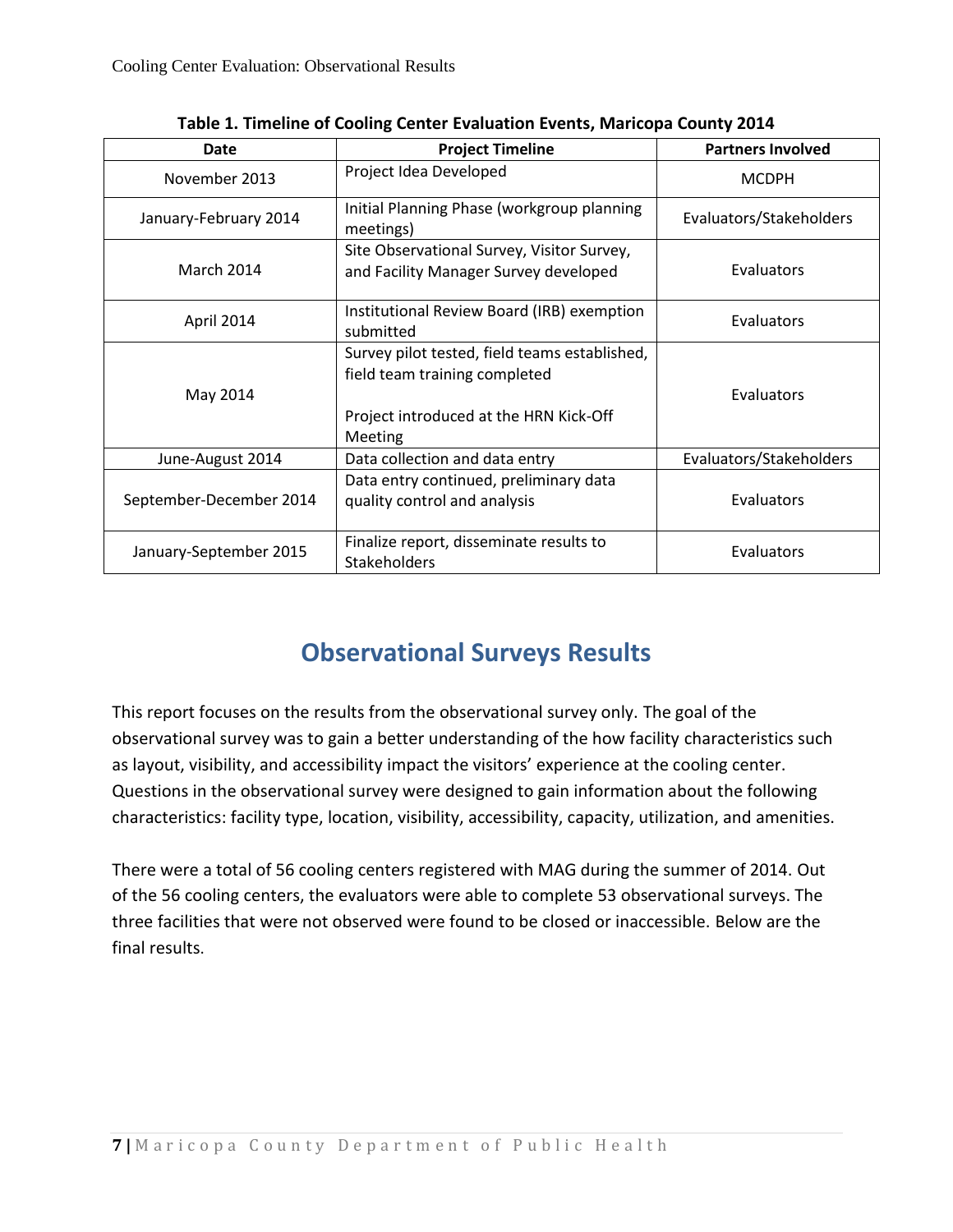**Table 1. Timeline of Cooling Center Evaluation Events, Maricopa County 2014**

| Date | Project Timeline | Partners Involved |
|---|---|---|
| November 2013 | Project Idea Developed | MCDPH |
| January-February 2014 | Initial Planning Phase (workgroup planning meetings) | Evaluators/Stakeholders |
| March 2014 | Site Observational Survey, Visitor Survey, and Facility Manager Survey developed | Evaluators |
| April 2014 | Institutional Review Board (IRB) exemption submitted | Evaluators |
| May 2014 | Survey pilot tested, field teams established, field team training completed<br><br>Project introduced at the HRN Kick-Off Meeting | Evaluators |
| June-August 2014 | Data collection and data entry | Evaluators/Stakeholders |
| September-December 2014 | Data entry continued, preliminary data quality control and analysis | Evaluators |
| January-September 2015 | Finalize report, disseminate results to Stakeholders | Evaluators |

## Observational Surveys Results

This report focuses on the results from the observational survey only. The goal of the observational survey was to gain a better understanding of the how facility characteristics such as layout, visibility, and accessibility impact the visitors' experience at the cooling center. Questions in the observational survey were designed to gain information about the following characteristics: facility type, location, visibility, accessibility, capacity, utilization, and amenities.

There were a total of 56 cooling centers registered with MAG during the summer of 2014. Out of the 56 cooling centers, the evaluators were able to complete 53 observational surveys. The three facilities that were not observed were found to be closed or inaccessible. Below are the final results.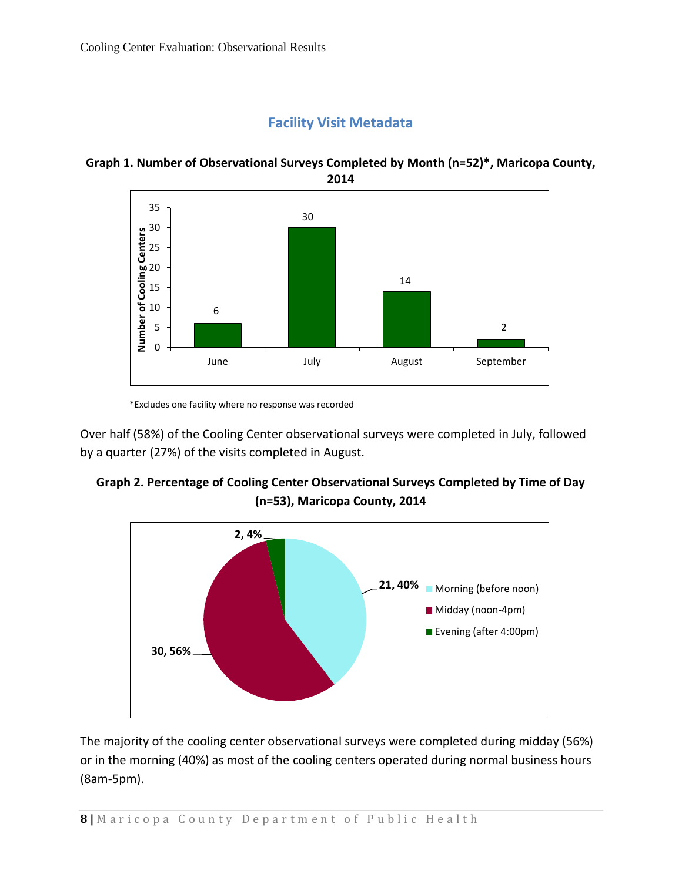## Facility Visit Metadata

**Graph 1. Number of Observational Surveys Completed by Month (n=52)*, Maricopa County, 2014**

| Month | Number of Cooling Centers |
|---|---|
| June | 6 |
| July | 30 |
| August | 14 |
| September | 2 |

*Excludes one facility where no response was recorded

Over half (58%) of the Cooling Center observational surveys were completed in July, followed by a quarter (27%) of the visits completed in August.

**Graph 2. Percentage of Cooling Center Observational Surveys Completed by Time of Day (n=53), Maricopa County, 2014**

| Time of Day | Number, Percent |
|---|---|
| Morning (before noon) | 21, 40% |
| Midday (noon-4pm) | 30, 56% |
| Evening (after 4:00pm) | 2, 4% |

The majority of the cooling center observational surveys were completed during midday (56%) or in the morning (40%) as most of the cooling centers operated during normal business hours (8am-5pm).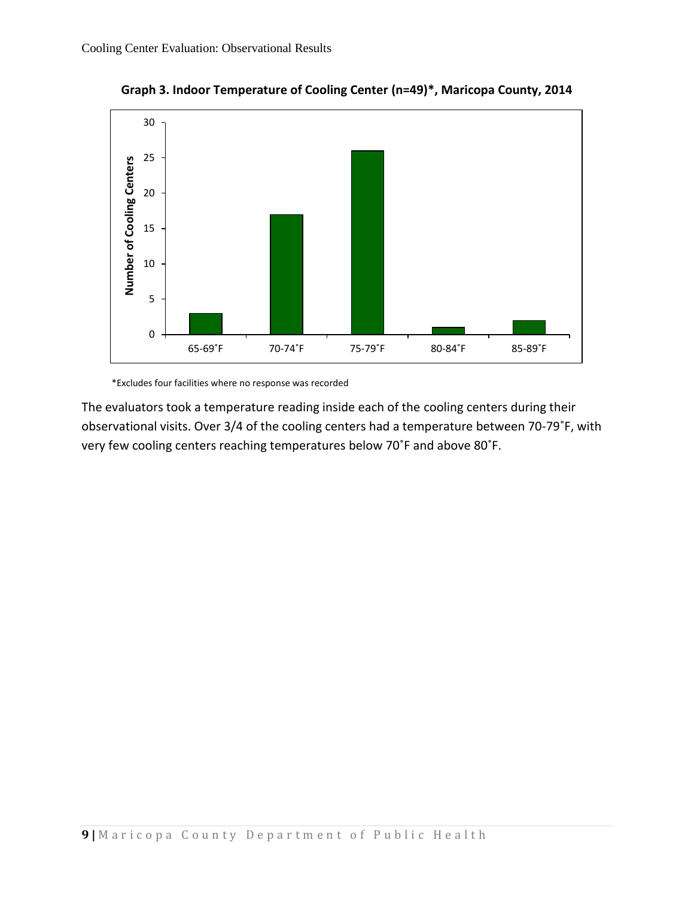**Graph 3. Indoor Temperature of Cooling Center (n=49)*, Maricopa County, 2014**

| Temperature | Number of Cooling Centers |
|---|---|
| 65-69˚F | 3 |
| 70-74˚F | 17 |
| 75-79˚F | 26 |
| 80-84˚F | 1 |
| 85-89˚F | 2 |

*Excludes four facilities where no response was recorded

The evaluators took a temperature reading inside each of the cooling centers during their observational visits. Over 3/4 of the cooling centers had a temperature between 70-79˚F, with very few cooling centers reaching temperatures below 70˚F and above 80˚F.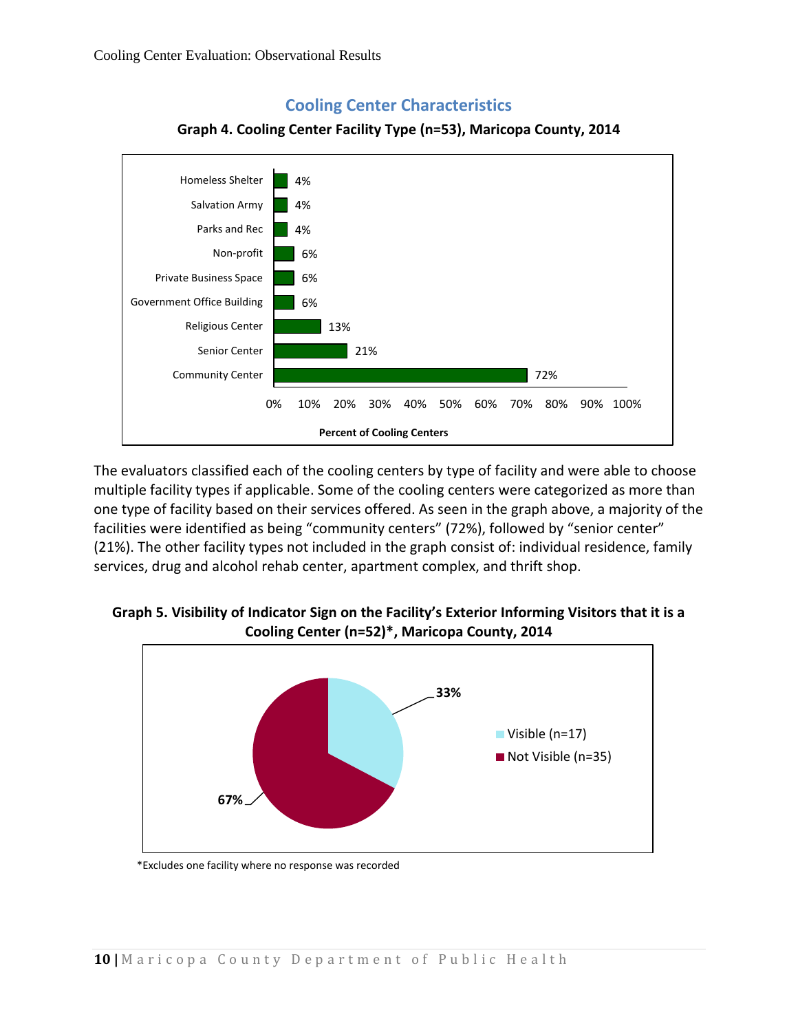## Cooling Center Characteristics

**Graph 4. Cooling Center Facility Type (n=53), Maricopa County, 2014**

| Facility Type | Percent of Cooling Centers |
|---|---|
| Homeless Shelter | 4% |
| Salvation Army | 4% |
| Parks and Rec | 4% |
| Non-profit | 6% |
| Private Business Space | 6% |
| Government Office Building | 6% |
| Religious Center | 13% |
| Senior Center | 21% |
| Community Center | 72% |

The evaluators classified each of the cooling centers by type of facility and were able to choose multiple facility types if applicable. Some of the cooling centers were categorized as more than one type of facility based on their services offered. As seen in the graph above, a majority of the facilities were identified as being "community centers" (72%), followed by "senior center" (21%). The other facility types not included in the graph consist of: individual residence, family services, drug and alcohol rehab center, apartment complex, and thrift shop.

**Graph 5. Visibility of Indicator Sign on the Facility's Exterior Informing Visitors that it is a Cooling Center (n=52)\*, Maricopa County, 2014**

| Visibility | Percent |
|---|---|
| Visible (n=17) | 33% |
| Not Visible (n=35) | 67% |

*Excludes one facility where no response was recorded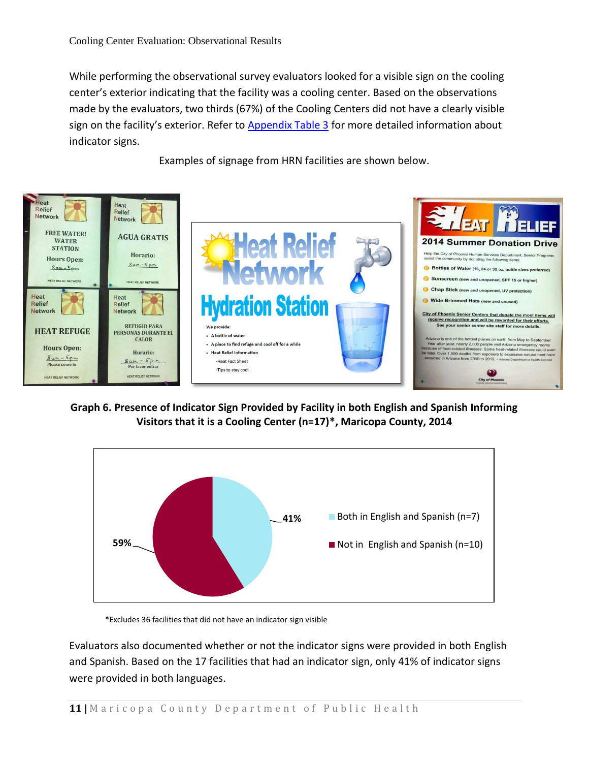While performing the observational survey evaluators looked for a visible sign on the cooling center's exterior indicating that the facility was a cooling center. Based on the observations made by the evaluators, two thirds (67%) of the Cooling Centers did not have a clearly visible sign on the facility's exterior. Refer to [Appendix Table 3](#) for more detailed information about indicator signs.

Examples of signage from HRN facilities are shown below.

**Graph 6. Presence of Indicator Sign Provided by Facility in both English and Spanish Informing Visitors that it is a Cooling Center (n=17)*, Maricopa County, 2014**

| Category | Percent |
| --- | --- |
| Both in English and Spanish (n=7) | 41% |
| Not in English and Spanish (n=10) | 59% |

*Excludes 36 facilities that did not have an indicator sign visible

Evaluators also documented whether or not the indicator signs were provided in both English and Spanish. Based on the 17 facilities that had an indicator sign, only 41% of indicator signs were provided in both languages.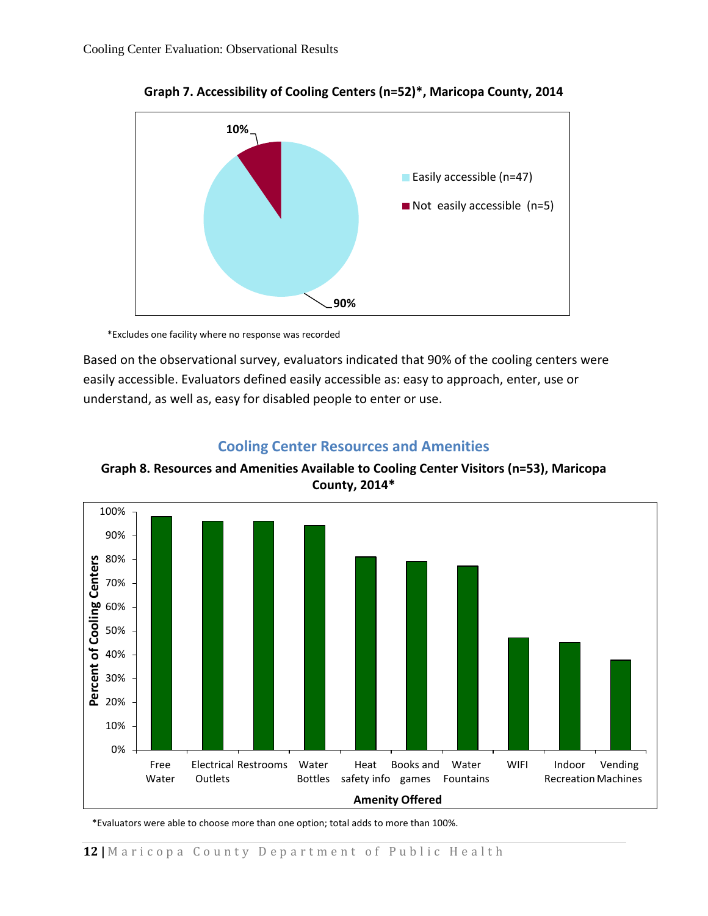**Graph 7. Accessibility of Cooling Centers (n=52)*, Maricopa County, 2014**

| Category | Percent |
|---|---|
| Easily accessible (n=47) | 90% |
| Not easily accessible (n=5) | 10% |

*Excludes one facility where no response was recorded

Based on the observational survey, evaluators indicated that 90% of the cooling centers were easily accessible. Evaluators defined easily accessible as: easy to approach, enter, use or understand, as well as, easy for disabled people to enter or use.

## Cooling Center Resources and Amenities

**Graph 8. Resources and Amenities Available to Cooling Center Visitors (n=53), Maricopa County, 2014***

| Amenity Offered | Percent of Cooling Centers (approx.) |
|---|---|
| Free Water | 98% |
| Electrical Outlets | 96% |
| Restrooms | 96% |
| Water Bottles | 94% |
| Heat safety info | 81% |
| Books and games | 79% |
| Water Fountains | 77% |
| WIFI | 47% |
| Indoor Recreation | 45% |
| Vending Machines | 38% |

*Evaluators were able to choose more than one option; total adds to more than 100%.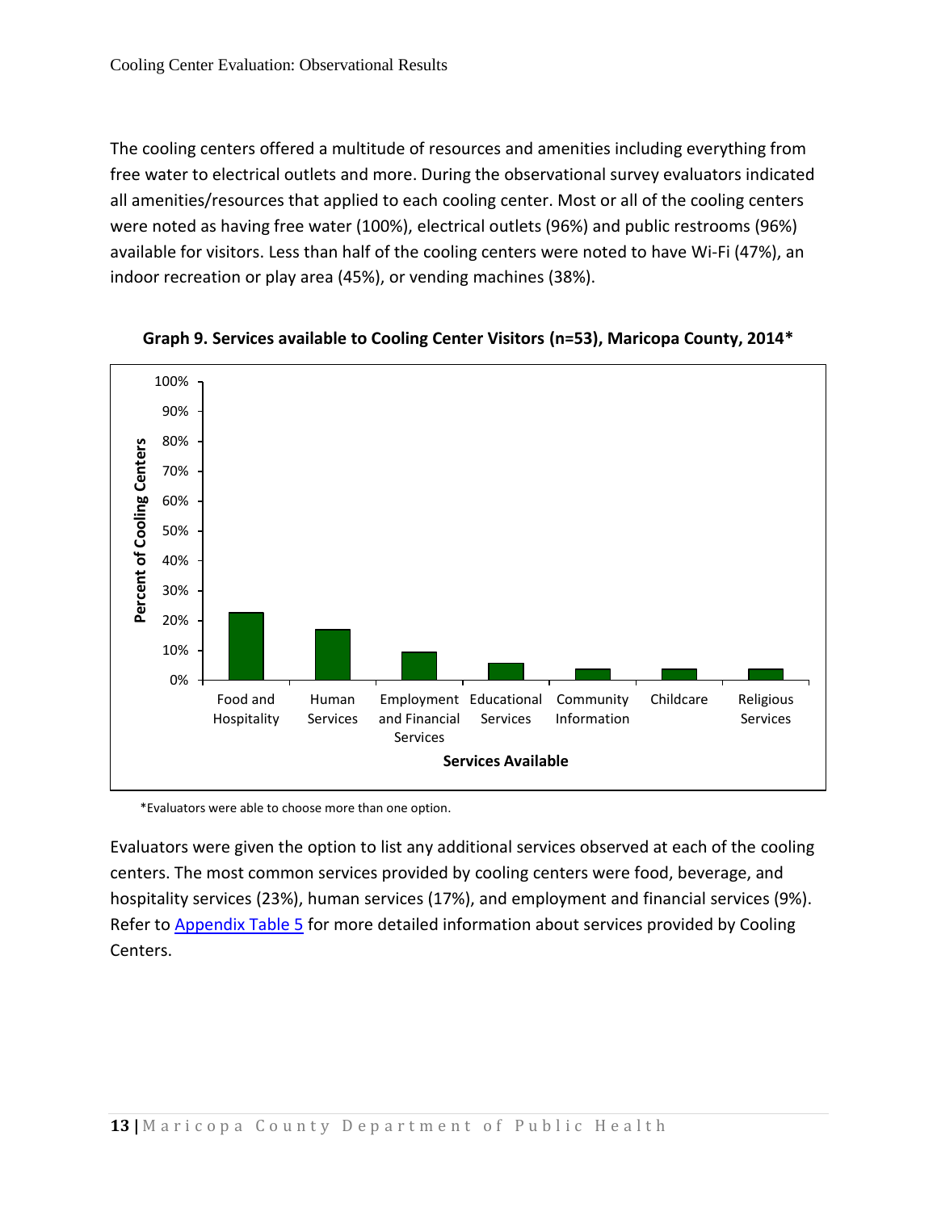The cooling centers offered a multitude of resources and amenities including everything from free water to electrical outlets and more. During the observational survey evaluators indicated all amenities/resources that applied to each cooling center. Most or all of the cooling centers were noted as having free water (100%), electrical outlets (96%) and public restrooms (96%) available for visitors. Less than half of the cooling centers were noted to have Wi-Fi (47%), an indoor recreation or play area (45%), or vending machines (38%).

**Graph 9. Services available to Cooling Center Visitors (n=53), Maricopa County, 2014***

*Evaluators were able to choose more than one option.

Evaluators were given the option to list any additional services observed at each of the cooling centers. The most common services provided by cooling centers were food, beverage, and hospitality services (23%), human services (17%), and employment and financial services (9%). Refer to Appendix Table 5 for more detailed information about services provided by Cooling Centers.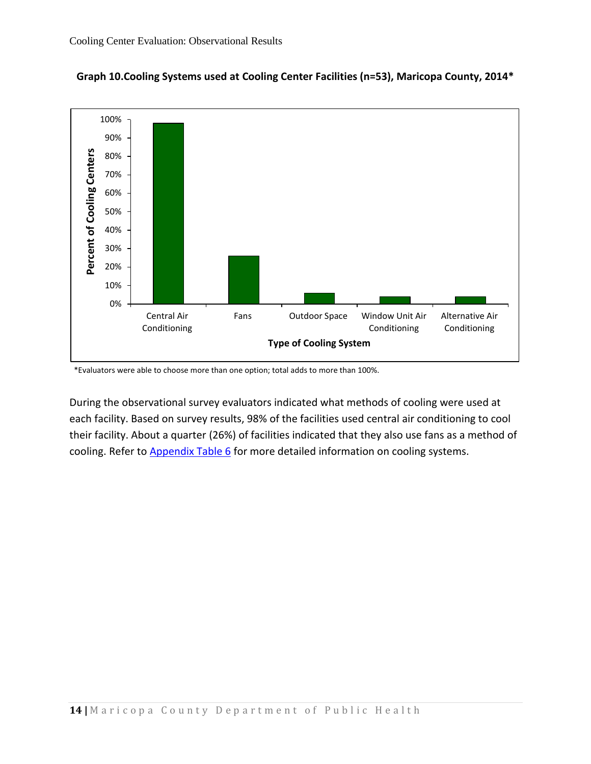**Graph 10.Cooling Systems used at Cooling Center Facilities (n=53), Maricopa County, 2014***

*Evaluators were able to choose more than one option; total adds to more than 100%.

During the observational survey evaluators indicated what methods of cooling were used at each facility. Based on survey results, 98% of the facilities used central air conditioning to cool their facility. About a quarter (26%) of facilities indicated that they also use fans as a method of cooling. Refer to Appendix Table 6 for more detailed information on cooling systems.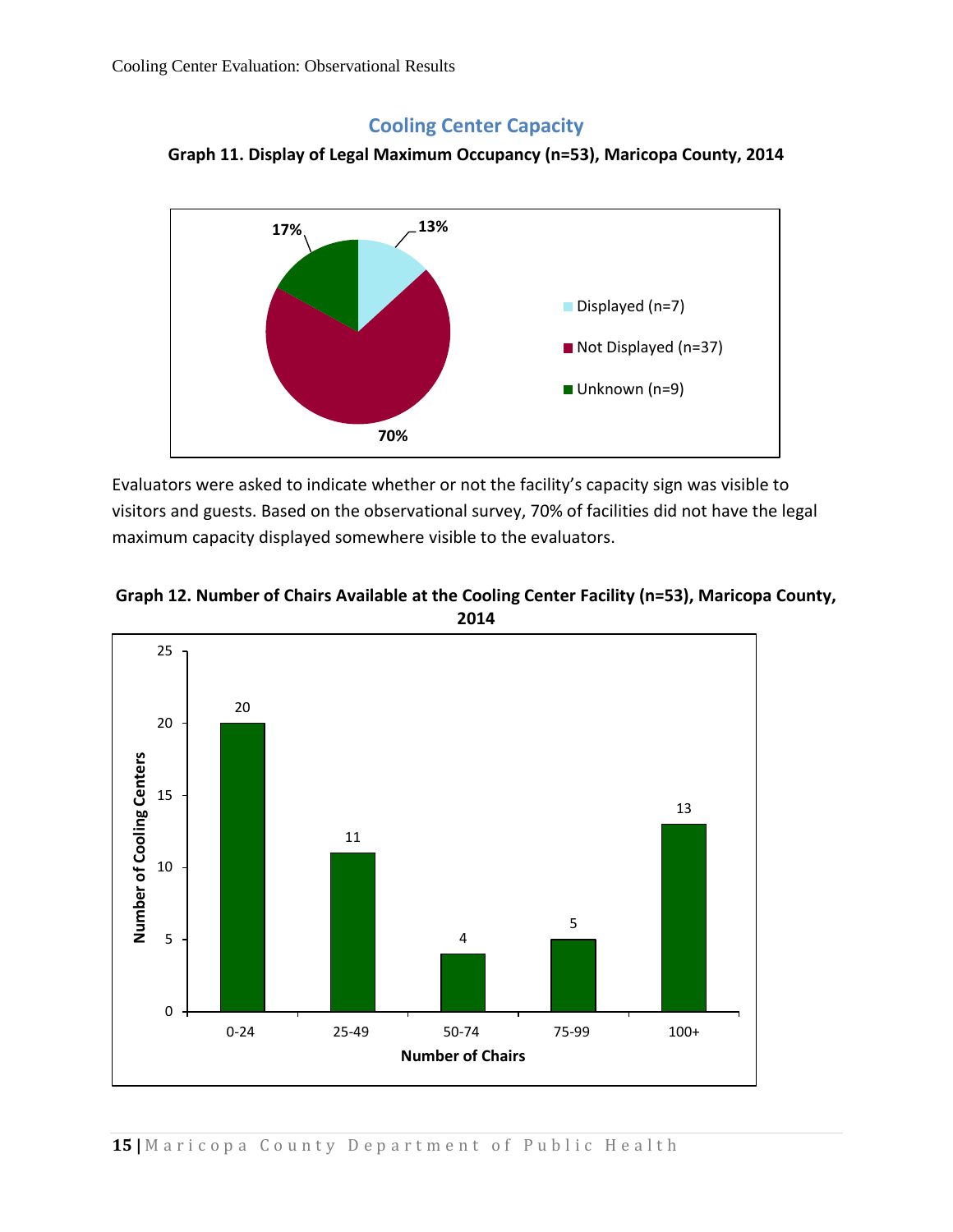## Cooling Center Capacity

**Graph 11. Display of Legal Maximum Occupancy (n=53), Maricopa County, 2014**

| Category | Percent |
|---|---|
| Displayed (n=7) | 13% |
| Not Displayed (n=37) | 70% |
| Unknown (n=9) | 17% |

Evaluators were asked to indicate whether or not the facility's capacity sign was visible to visitors and guests. Based on the observational survey, 70% of facilities did not have the legal maximum capacity displayed somewhere visible to the evaluators.

**Graph 12. Number of Chairs Available at the Cooling Center Facility (n=53), Maricopa County, 2014**

| Number of Chairs | Number of Cooling Centers |
|---|---|
| 0-24 | 20 |
| 25-49 | 11 |
| 50-74 | 4 |
| 75-99 | 5 |
| 100+ | 13 |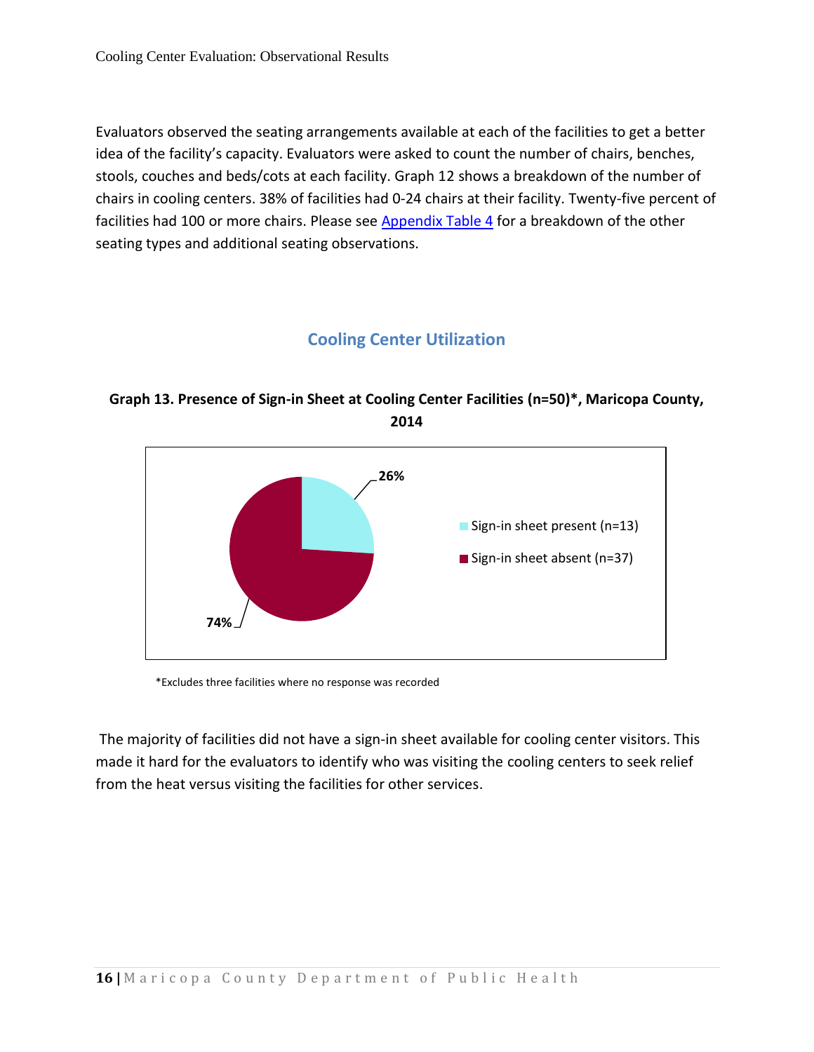Evaluators observed the seating arrangements available at each of the facilities to get a better idea of the facility's capacity. Evaluators were asked to count the number of chairs, benches, stools, couches and beds/cots at each facility. Graph 12 shows a breakdown of the number of chairs in cooling centers. 38% of facilities had 0-24 chairs at their facility. Twenty-five percent of facilities had 100 or more chairs. Please see Appendix Table 4 for a breakdown of the other seating types and additional seating observations.

## Cooling Center Utilization

**Graph 13. Presence of Sign-in Sheet at Cooling Center Facilities (n=50)*, Maricopa County, 2014**

26%

74%

Sign-in sheet present (n=13)

Sign-in sheet absent (n=37)

*Excludes three facilities where no response was recorded

The majority of facilities did not have a sign-in sheet available for cooling center visitors. This made it hard for the evaluators to identify who was visiting the cooling centers to seek relief from the heat versus visiting the facilities for other services.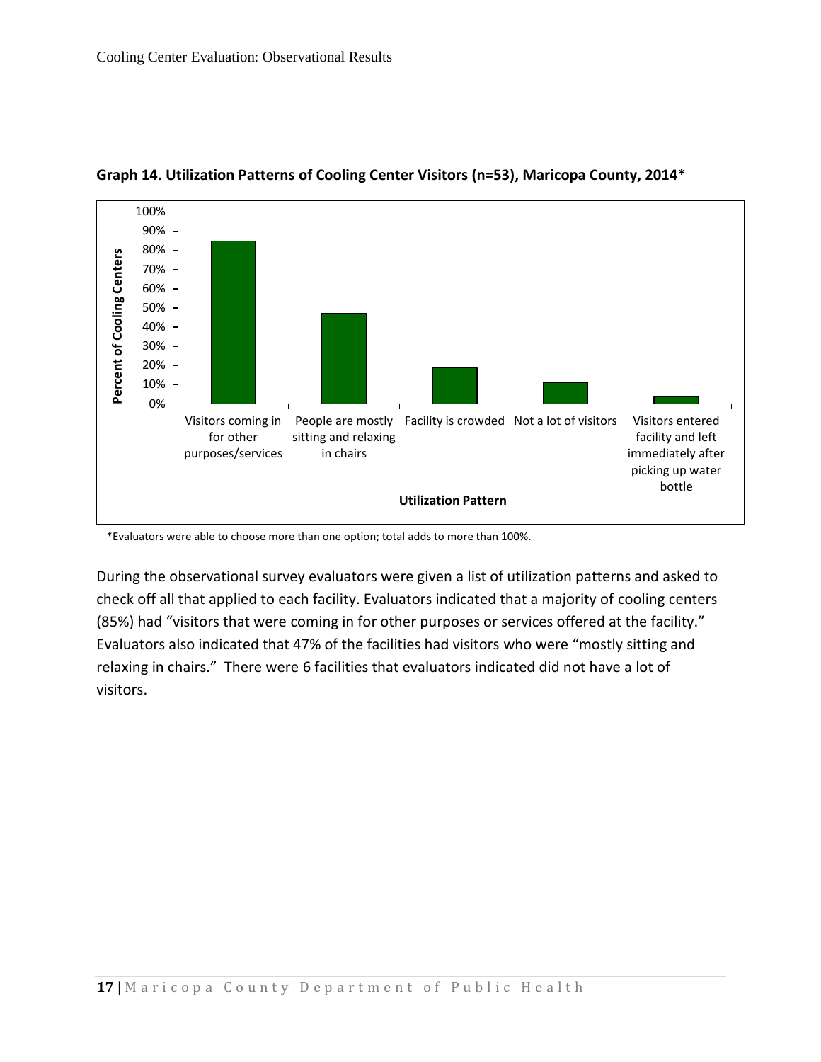**Graph 14. Utilization Patterns of Cooling Center Visitors (n=53), Maricopa County, 2014***

\*Evaluators were able to choose more than one option; total adds to more than 100%.

During the observational survey evaluators were given a list of utilization patterns and asked to check off all that applied to each facility. Evaluators indicated that a majority of cooling centers (85%) had "visitors that were coming in for other purposes or services offered at the facility." Evaluators also indicated that 47% of the facilities had visitors who were "mostly sitting and relaxing in chairs." There were 6 facilities that evaluators indicated did not have a lot of visitors.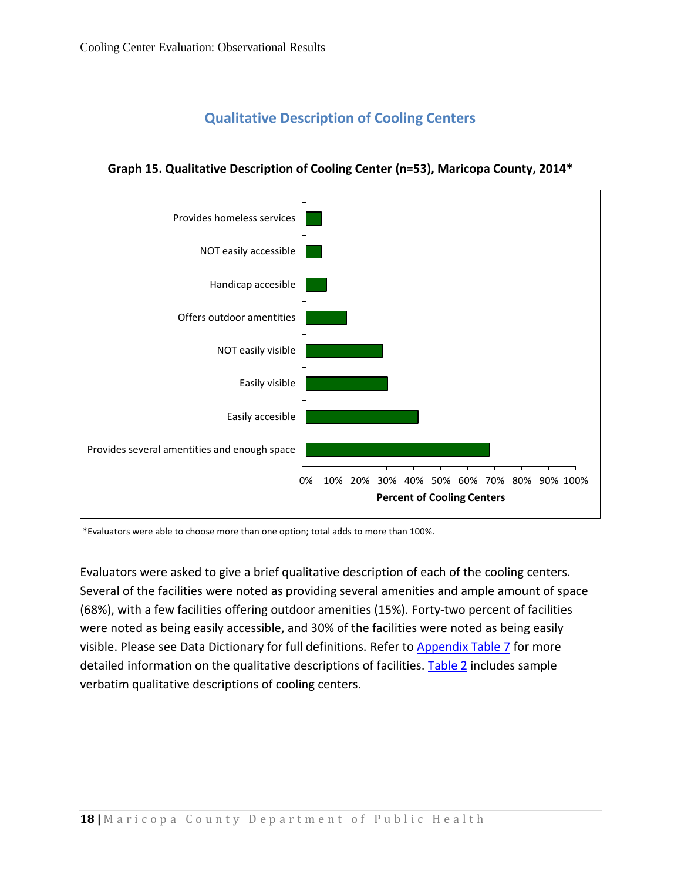## Qualitative Description of Cooling Centers

**Graph 15. Qualitative Description of Cooling Center (n=53), Maricopa County, 2014***

| Description | Percent of Cooling Centers |
|---|---|
| Provides homeless services | ~6% |
| NOT easily accessible | ~6% |
| Handicap accesible | ~8% |
| Offers outdoor amentities | 15% |
| NOT easily visible | ~28% |
| Easily visible | 30% |
| Easily accesible | 42% |
| Provides several amentities and enough space | 68% |

*Evaluators were able to choose more than one option; total adds to more than 100%.

Evaluators were asked to give a brief qualitative description of each of the cooling centers. Several of the facilities were noted as providing several amenities and ample amount of space (68%), with a few facilities offering outdoor amenities (15%). Forty-two percent of facilities were noted as being easily accessible, and 30% of the facilities were noted as being easily visible. Please see Data Dictionary for full definitions. Refer to Appendix Table 7 for more detailed information on the qualitative descriptions of facilities. Table 2 includes sample verbatim qualitative descriptions of cooling centers.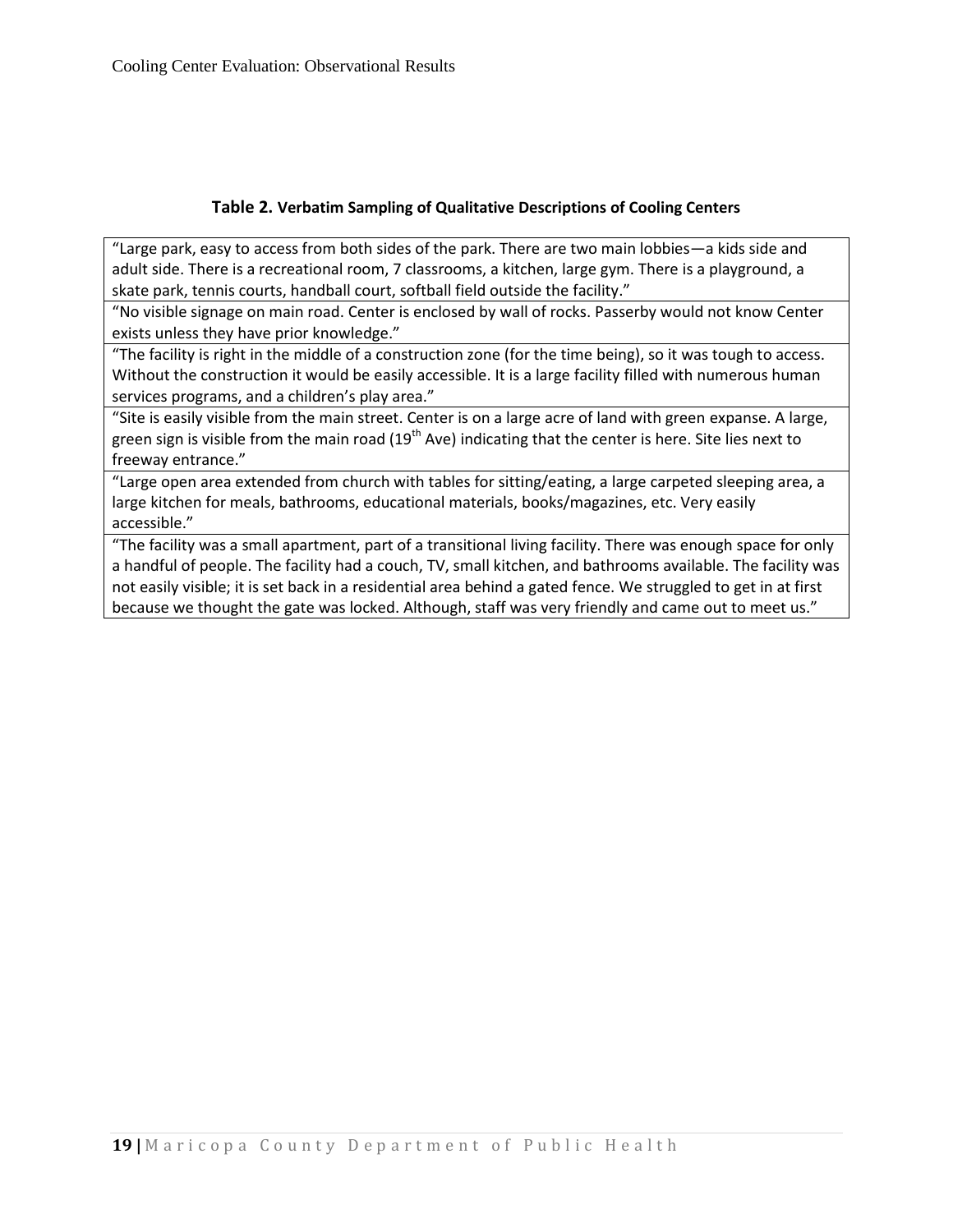**Table 2. Verbatim Sampling of Qualitative Descriptions of Cooling Centers**

| |
|---|
| "Large park, easy to access from both sides of the park. There are two main lobbies—a kids side and adult side. There is a recreational room, 7 classrooms, a kitchen, large gym. There is a playground, a skate park, tennis courts, handball court, softball field outside the facility." |
| "No visible signage on main road. Center is enclosed by wall of rocks. Passerby would not know Center exists unless they have prior knowledge." |
| "The facility is right in the middle of a construction zone (for the time being), so it was tough to access. Without the construction it would be easily accessible. It is a large facility filled with numerous human services programs, and a children's play area." |
| "Site is easily visible from the main street. Center is on a large acre of land with green expanse. A large, green sign is visible from the main road (19th Ave) indicating that the center is here. Site lies next to freeway entrance." |
| "Large open area extended from church with tables for sitting/eating, a large carpeted sleeping area, a large kitchen for meals, bathrooms, educational materials, books/magazines, etc. Very easily accessible." |
| "The facility was a small apartment, part of a transitional living facility. There was enough space for only a handful of people. The facility had a couch, TV, small kitchen, and bathrooms available. The facility was not easily visible; it is set back in a residential area behind a gated fence. We struggled to get in at first because we thought the gate was locked. Although, staff was very friendly and came out to meet us." |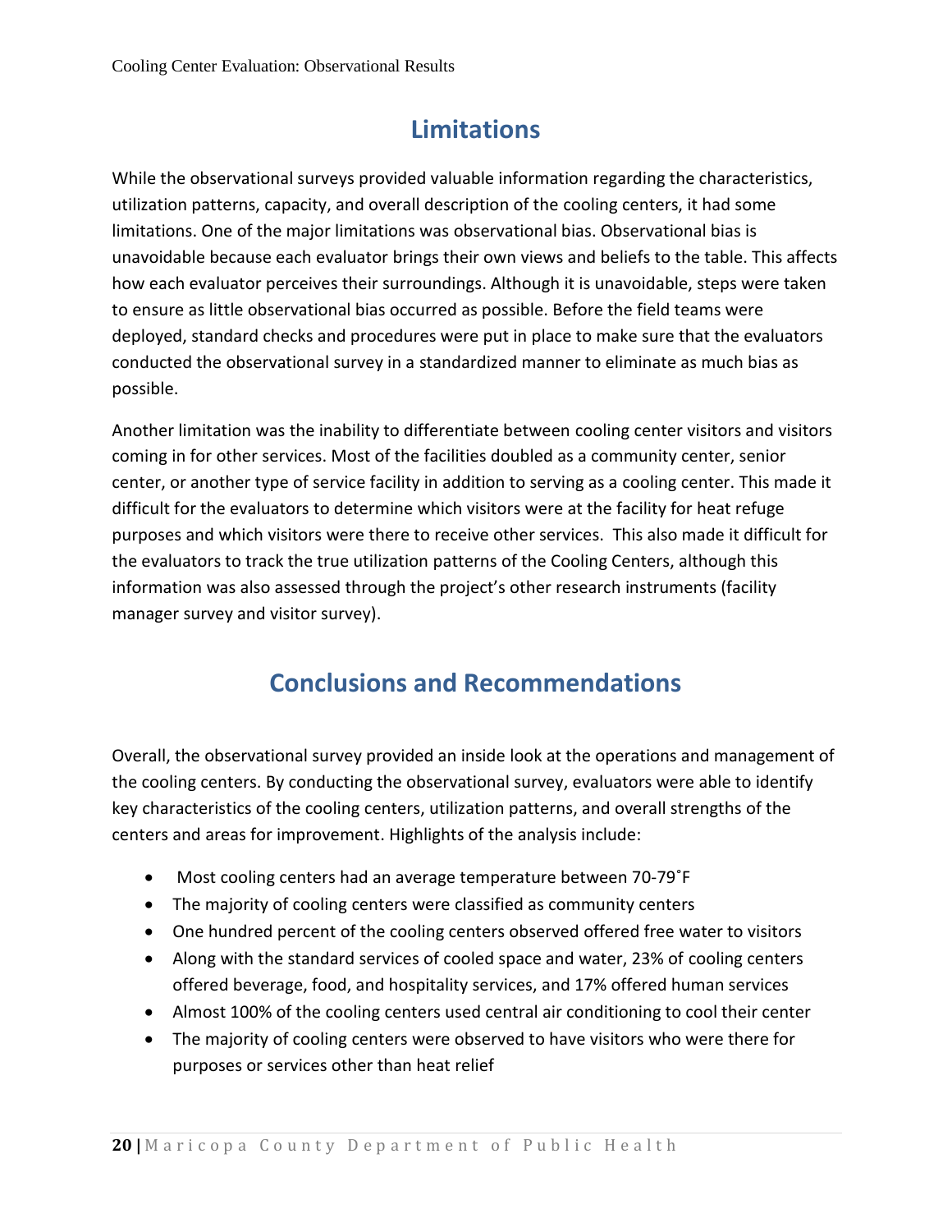## Limitations

While the observational surveys provided valuable information regarding the characteristics, utilization patterns, capacity, and overall description of the cooling centers, it had some limitations. One of the major limitations was observational bias. Observational bias is unavoidable because each evaluator brings their own views and beliefs to the table. This affects how each evaluator perceives their surroundings. Although it is unavoidable, steps were taken to ensure as little observational bias occurred as possible. Before the field teams were deployed, standard checks and procedures were put in place to make sure that the evaluators conducted the observational survey in a standardized manner to eliminate as much bias as possible.

Another limitation was the inability to differentiate between cooling center visitors and visitors coming in for other services. Most of the facilities doubled as a community center, senior center, or another type of service facility in addition to serving as a cooling center. This made it difficult for the evaluators to determine which visitors were at the facility for heat refuge purposes and which visitors were there to receive other services. This also made it difficult for the evaluators to track the true utilization patterns of the Cooling Centers, although this information was also assessed through the project's other research instruments (facility manager survey and visitor survey).

## Conclusions and Recommendations

Overall, the observational survey provided an inside look at the operations and management of the cooling centers. By conducting the observational survey, evaluators were able to identify key characteristics of the cooling centers, utilization patterns, and overall strengths of the centers and areas for improvement. Highlights of the analysis include:

- Most cooling centers had an average temperature between 70-79˚F
- The majority of cooling centers were classified as community centers
- One hundred percent of the cooling centers observed offered free water to visitors
- Along with the standard services of cooled space and water, 23% of cooling centers offered beverage, food, and hospitality services, and 17% offered human services
- Almost 100% of the cooling centers used central air conditioning to cool their center
- The majority of cooling centers were observed to have visitors who were there for purposes or services other than heat relief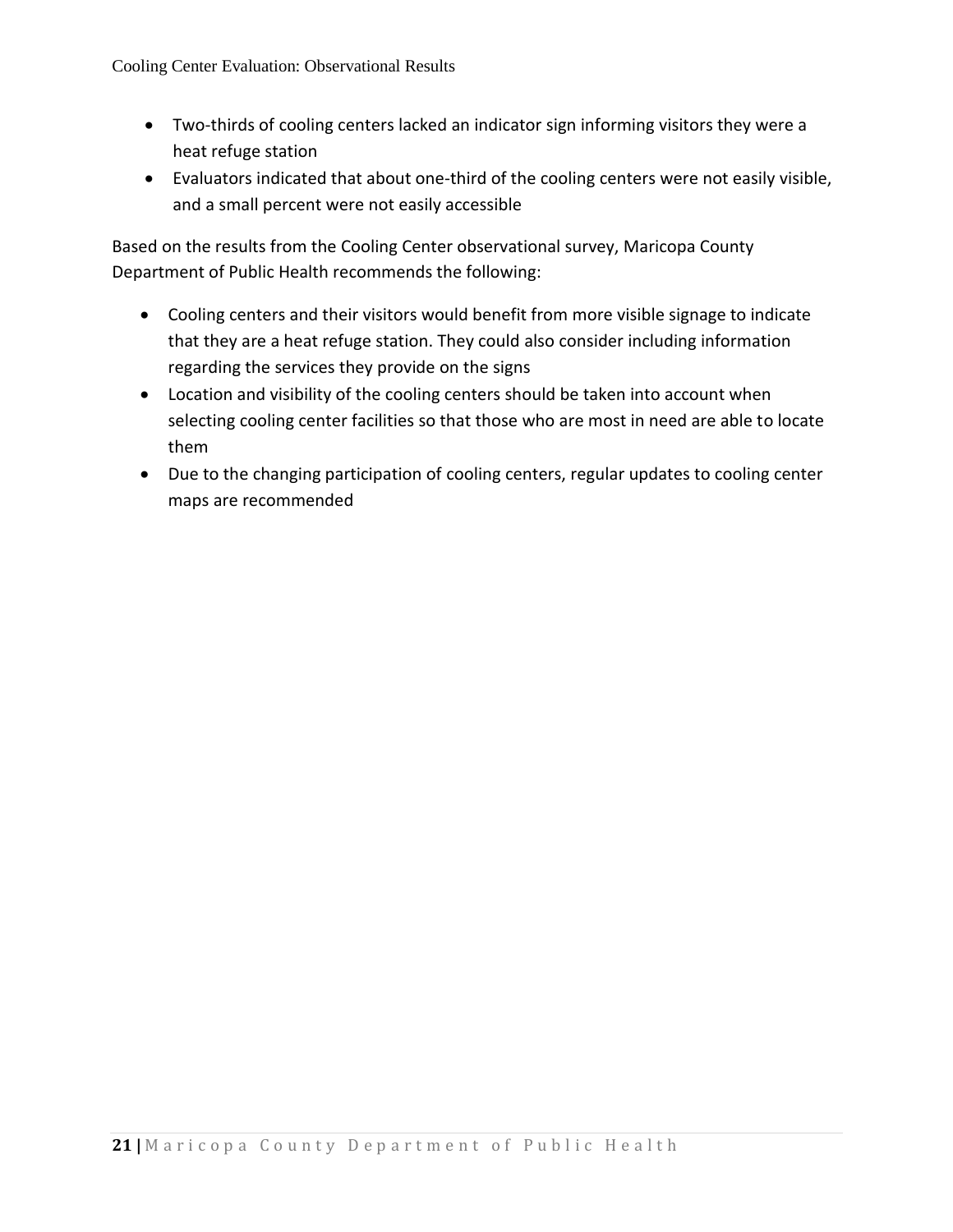- Two-thirds of cooling centers lacked an indicator sign informing visitors they were a heat refuge station
- Evaluators indicated that about one-third of the cooling centers were not easily visible, and a small percent were not easily accessible

Based on the results from the Cooling Center observational survey, Maricopa County Department of Public Health recommends the following:

- Cooling centers and their visitors would benefit from more visible signage to indicate that they are a heat refuge station. They could also consider including information regarding the services they provide on the signs
- Location and visibility of the cooling centers should be taken into account when selecting cooling center facilities so that those who are most in need are able to locate them
- Due to the changing participation of cooling centers, regular updates to cooling center maps are recommended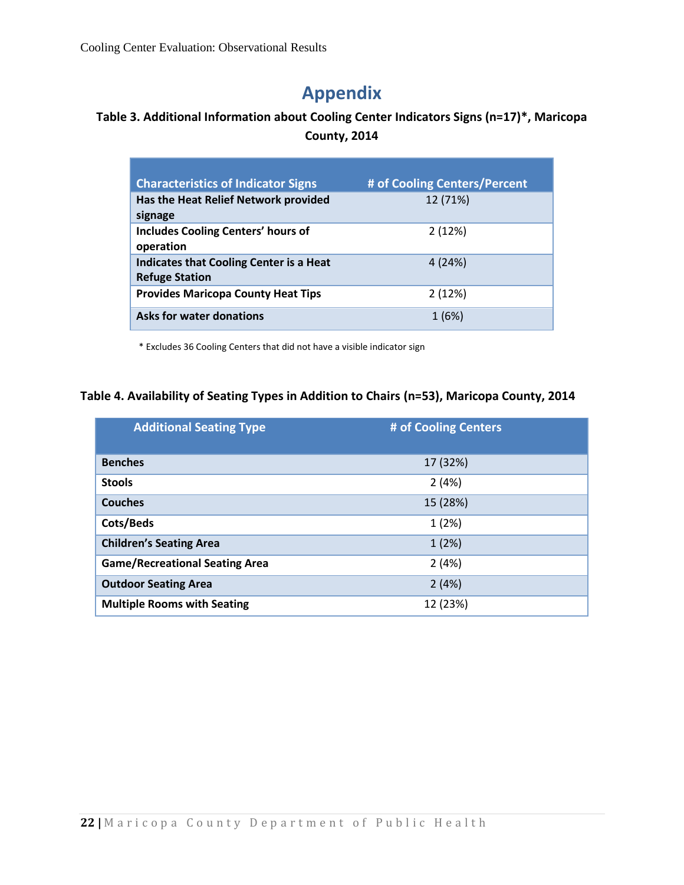# Appendix

**Table 3. Additional Information about Cooling Center Indicators Signs (n=17)*, Maricopa County, 2014**

| Characteristics of Indicator Signs | # of Cooling Centers/Percent |
|---|---|
| **Has the Heat Relief Network provided signage** | 12 (71%) |
| **Includes Cooling Centers' hours of operation** | 2 (12%) |
| **Indicates that Cooling Center is a Heat Refuge Station** | 4 (24%) |
| **Provides Maricopa County Heat Tips** | 2 (12%) |
| **Asks for water donations** | 1 (6%) |

* Excludes 36 Cooling Centers that did not have a visible indicator sign

**Table 4. Availability of Seating Types in Addition to Chairs (n=53), Maricopa County, 2014**

| Additional Seating Type | # of Cooling Centers |
|---|---|
| **Benches** | 17 (32%) |
| **Stools** | 2 (4%) |
| **Couches** | 15 (28%) |
| **Cots/Beds** | 1 (2%) |
| **Children's Seating Area** | 1 (2%) |
| **Game/Recreational Seating Area** | 2 (4%) |
| **Outdoor Seating Area** | 2 (4%) |
| **Multiple Rooms with Seating** | 12 (23%) |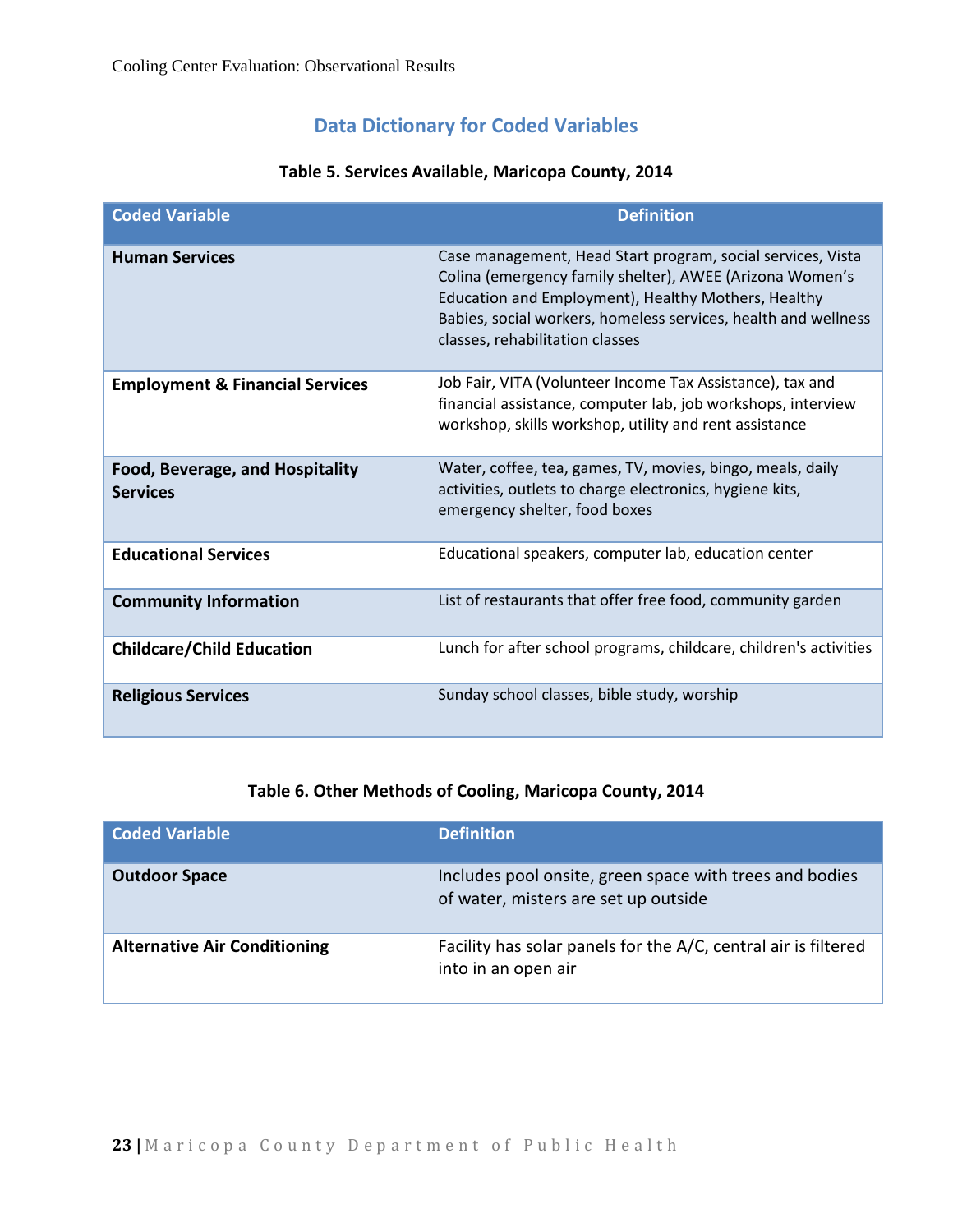## Data Dictionary for Coded Variables

**Table 5. Services Available, Maricopa County, 2014**

| Coded Variable | Definition |
|---|---|
| **Human Services** | Case management, Head Start program, social services, Vista Colina (emergency family shelter), AWEE (Arizona Women's Education and Employment), Healthy Mothers, Healthy Babies, social workers, homeless services, health and wellness classes, rehabilitation classes |
| **Employment & Financial Services** | Job Fair, VITA (Volunteer Income Tax Assistance), tax and financial assistance, computer lab, job workshops, interview workshop, skills workshop, utility and rent assistance |
| **Food, Beverage, and Hospitality Services** | Water, coffee, tea, games, TV, movies, bingo, meals, daily activities, outlets to charge electronics, hygiene kits, emergency shelter, food boxes |
| **Educational Services** | Educational speakers, computer lab, education center |
| **Community Information** | List of restaurants that offer free food, community garden |
| **Childcare/Child Education** | Lunch for after school programs, childcare, children's activities |
| **Religious Services** | Sunday school classes, bible study, worship |

**Table 6. Other Methods of Cooling, Maricopa County, 2014**

| Coded Variable | Definition |
|---|---|
| **Outdoor Space** | Includes pool onsite, green space with trees and bodies of water, misters are set up outside |
| **Alternative Air Conditioning** | Facility has solar panels for the A/C, central air is filtered into in an open air |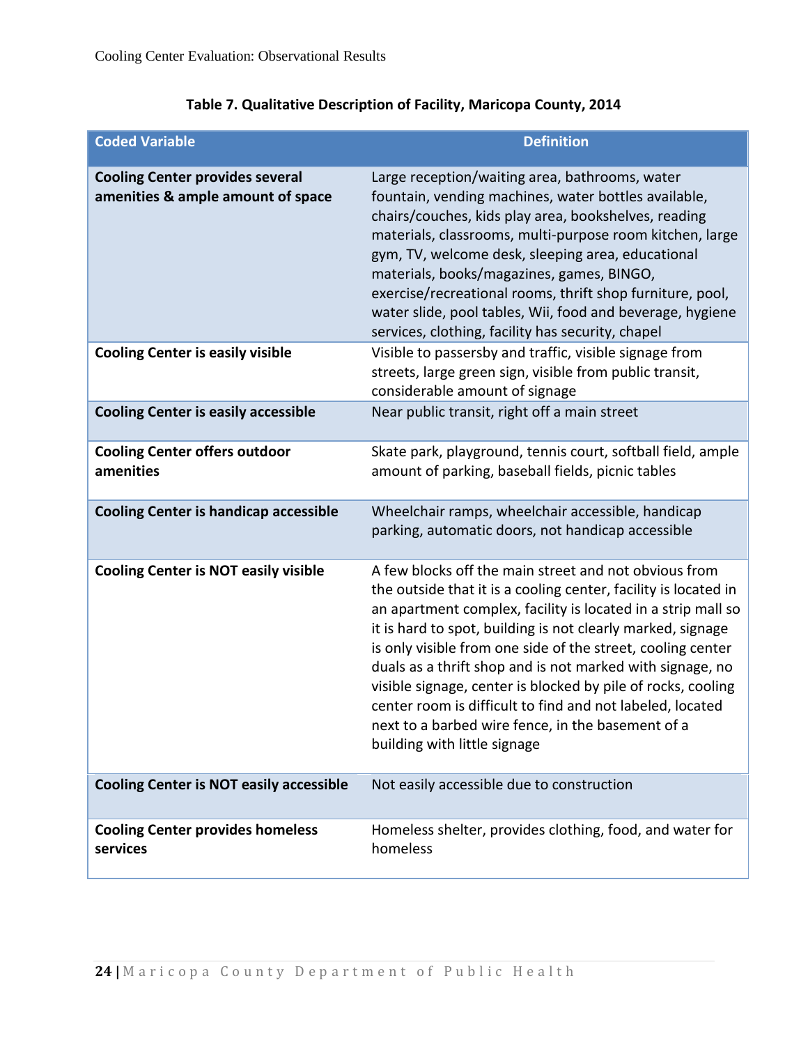**Table 7. Qualitative Description of Facility, Maricopa County, 2014**

| Coded Variable | Definition |
|---|---|
| **Cooling Center provides several amenities & ample amount of space** | Large reception/waiting area, bathrooms, water fountain, vending machines, water bottles available, chairs/couches, kids play area, bookshelves, reading materials, classrooms, multi-purpose room kitchen, large gym, TV, welcome desk, sleeping area, educational materials, books/magazines, games, BINGO, exercise/recreational rooms, thrift shop furniture, pool, water slide, pool tables, Wii, food and beverage, hygiene services, clothing, facility has security, chapel |
| **Cooling Center is easily visible** | Visible to passersby and traffic, visible signage from streets, large green sign, visible from public transit, considerable amount of signage |
| **Cooling Center is easily accessible** | Near public transit, right off a main street |
| **Cooling Center offers outdoor amenities** | Skate park, playground, tennis court, softball field, ample amount of parking, baseball fields, picnic tables |
| **Cooling Center is handicap accessible** | Wheelchair ramps, wheelchair accessible, handicap parking, automatic doors, not handicap accessible |
| **Cooling Center is NOT easily visible** | A few blocks off the main street and not obvious from the outside that it is a cooling center, facility is located in an apartment complex, facility is located in a strip mall so it is hard to spot, building is not clearly marked, signage is only visible from one side of the street, cooling center duals as a thrift shop and is not marked with signage, no visible signage, center is blocked by pile of rocks, cooling center room is difficult to find and not labeled, located next to a barbed wire fence, in the basement of a building with little signage |
| **Cooling Center is NOT easily accessible** | Not easily accessible due to construction |
| **Cooling Center provides homeless services** | Homeless shelter, provides clothing, food, and water for homeless |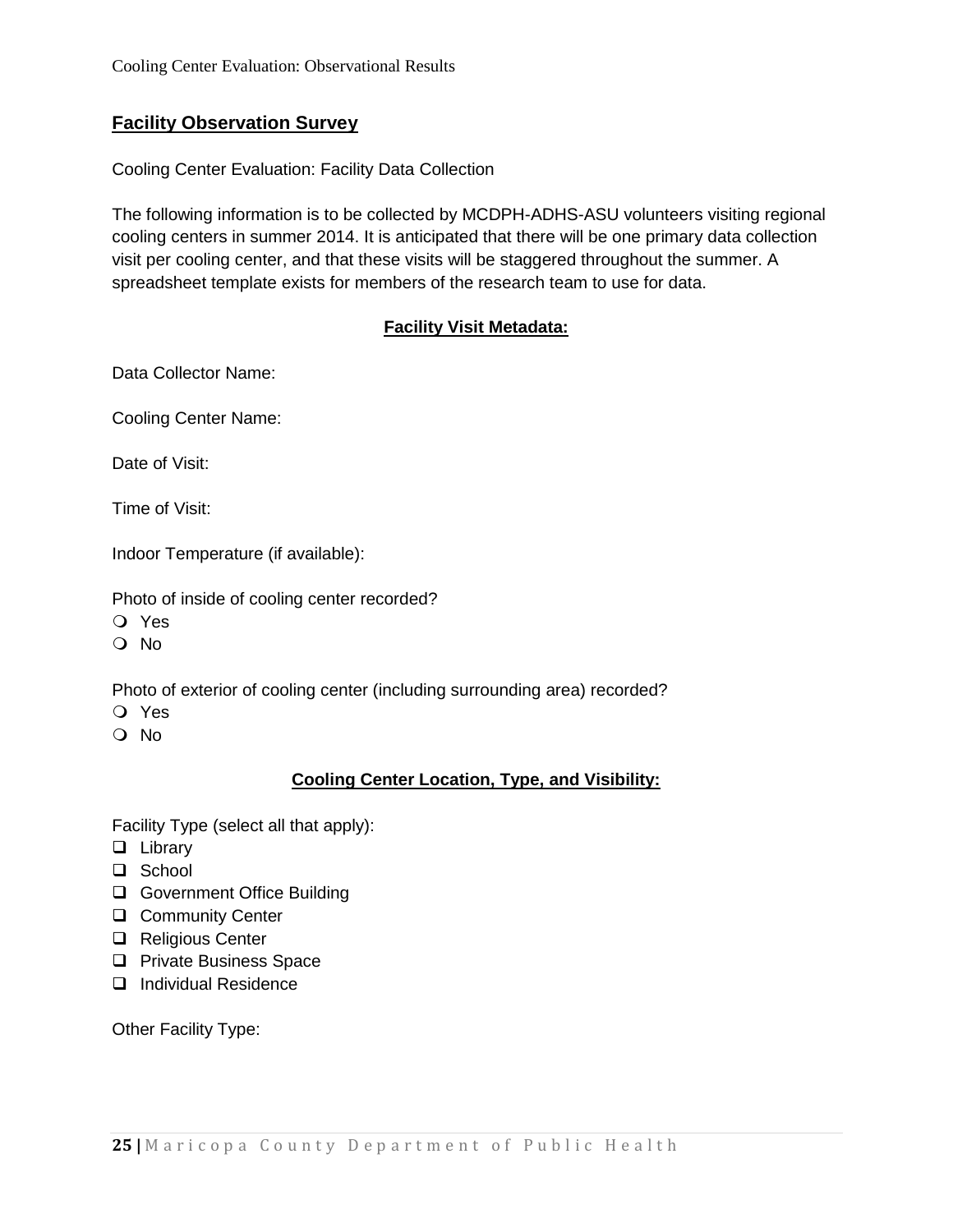## Facility Observation Survey

Cooling Center Evaluation: Facility Data Collection

The following information is to be collected by MCDPH-ADHS-ASU volunteers visiting regional cooling centers in summer 2014. It is anticipated that there will be one primary data collection visit per cooling center, and that these visits will be staggered throughout the summer. A spreadsheet template exists for members of the research team to use for data.

### Facility Visit Metadata:

Data Collector Name:

Cooling Center Name:

Date of Visit:

Time of Visit:

Indoor Temperature (if available):

Photo of inside of cooling center recorded?

- ○ Yes
- ○ No

Photo of exterior of cooling center (including surrounding area) recorded?

- ○ Yes
- ○ No

### Cooling Center Location, Type, and Visibility:

Facility Type (select all that apply):

- ☐ Library
- ☐ School
- ☐ Government Office Building
- ☐ Community Center
- ☐ Religious Center
- ☐ Private Business Space
- ☐ Individual Residence

Other Facility Type: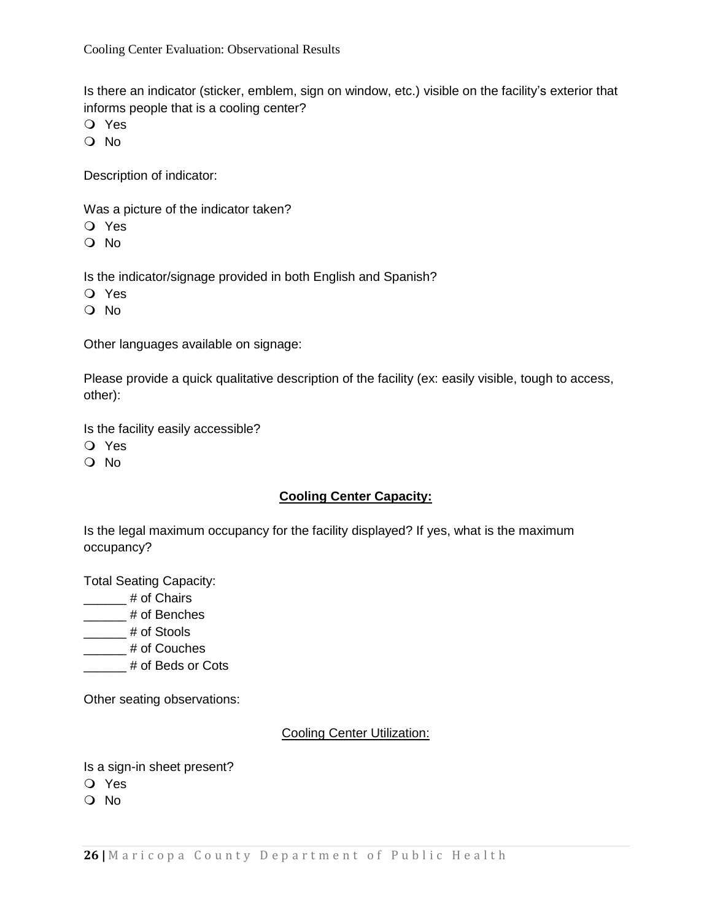Is there an indicator (sticker, emblem, sign on window, etc.) visible on the facility's exterior that informs people that is a cooling center?

- ❍ Yes
- ❍ No

Description of indicator:

Was a picture of the indicator taken?

- ❍ Yes
- ❍ No

Is the indicator/signage provided in both English and Spanish?

- ❍ Yes
- ❍ No

Other languages available on signage:

Please provide a quick qualitative description of the facility (ex: easily visible, tough to access, other):

Is the facility easily accessible?

- ❍ Yes
- ❍ No

**Cooling Center Capacity:**

Is the legal maximum occupancy for the facility displayed? If yes, what is the maximum occupancy?

Total Seating Capacity:

______ # of Chairs
______ # of Benches
______ # of Stools
______ # of Couches
______ # of Beds or Cots

Other seating observations:

Cooling Center Utilization:

Is a sign-in sheet present?

- ❍ Yes
- ❍ No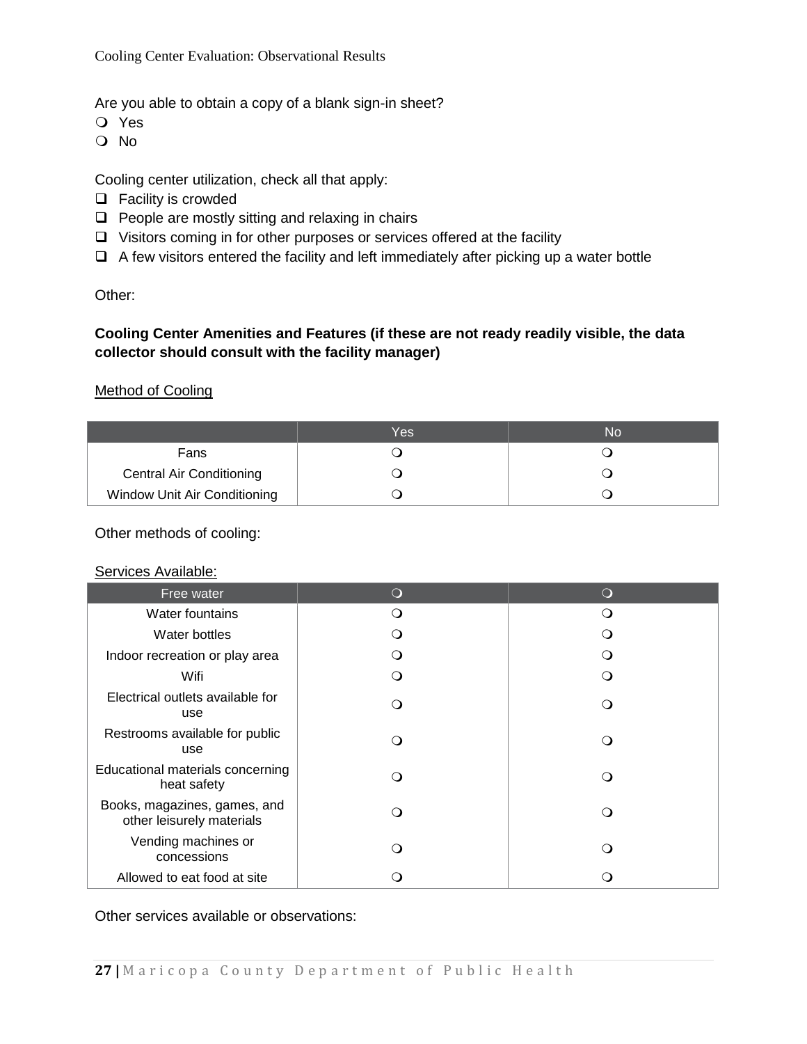Are you able to obtain a copy of a blank sign-in sheet?

- ❍ Yes
- ❍ No

Cooling center utilization, check all that apply:

- ❑ Facility is crowded
- ❑ People are mostly sitting and relaxing in chairs
- ❑ Visitors coming in for other purposes or services offered at the facility
- ❑ A few visitors entered the facility and left immediately after picking up a water bottle

Other:

**Cooling Center Amenities and Features (if these are not ready readily visible, the data collector should consult with the facility manager)**

Method of Cooling

| | Yes | No |
|---|---|---|
| Fans | ❍ | ❍ |
| Central Air Conditioning | ❍ | ❍ |
| Window Unit Air Conditioning | ❍ | ❍ |

Other methods of cooling:

Services Available:

| Free water | ❍ | ❍ |
|---|---|---|
| Water fountains | ❍ | ❍ |
| Water bottles | ❍ | ❍ |
| Indoor recreation or play area | ❍ | ❍ |
| Wifi | ❍ | ❍ |
| Electrical outlets available for use | ❍ | ❍ |
| Restrooms available for public use | ❍ | ❍ |
| Educational materials concerning heat safety | ❍ | ❍ |
| Books, magazines, games, and other leisurely materials | ❍ | ❍ |
| Vending machines or concessions | ❍ | ❍ |
| Allowed to eat food at site | ❍ | ❍ |

Other services available or observations: